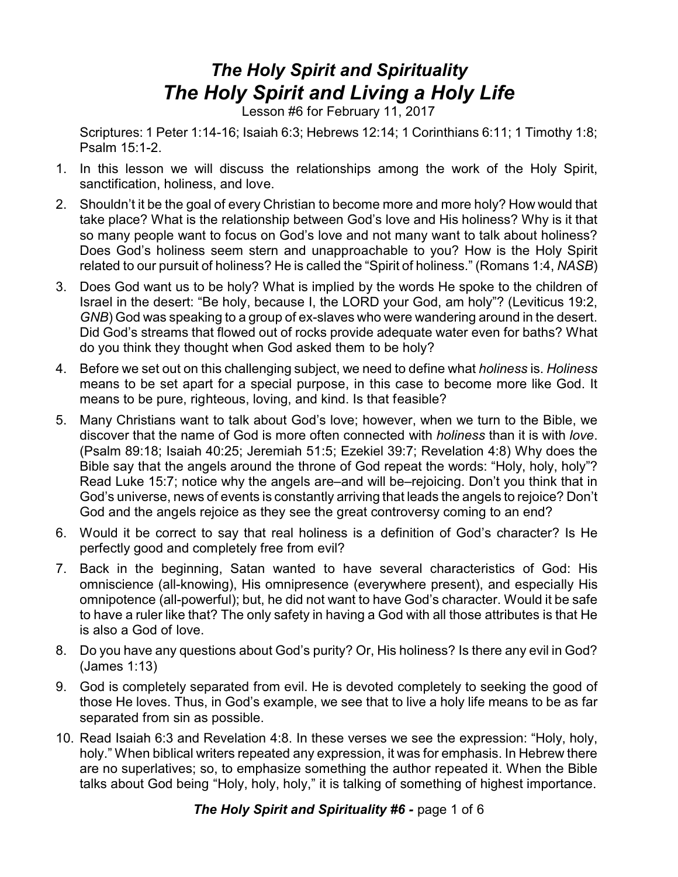# *The Holy Spirit and Spirituality*
# *The Holy Spirit and Living a Holy Life*

Lesson #6 for February 11, 2017

Scriptures: 1 Peter 1:14-16; Isaiah 6:3; Hebrews 12:14; 1 Corinthians 6:11; 1 Timothy 1:8; Psalm 15:1-2.

1. In this lesson we will discuss the relationships among the work of the Holy Spirit, sanctification, holiness, and love.
2. Shouldn't it be the goal of every Christian to become more and more holy? How would that take place? What is the relationship between God's love and His holiness? Why is it that so many people want to focus on God's love and not many want to talk about holiness? Does God's holiness seem stern and unapproachable to you? How is the Holy Spirit related to our pursuit of holiness? He is called the "Spirit of holiness." (Romans 1:4, *NASB*)
3. Does God want us to be holy? What is implied by the words He spoke to the children of Israel in the desert: "Be holy, because I, the LORD your God, am holy"? (Leviticus 19:2, *GNB*) God was speaking to a group of ex-slaves who were wandering around in the desert. Did God's streams that flowed out of rocks provide adequate water even for baths? What do you think they thought when God asked them to be holy?
4. Before we set out on this challenging subject, we need to define what *holiness* is. *Holiness* means to be set apart for a special purpose, in this case to become more like God. It means to be pure, righteous, loving, and kind. Is that feasible?
5. Many Christians want to talk about God's love; however, when we turn to the Bible, we discover that the name of God is more often connected with *holiness* than it is with *love*. (Psalm 89:18; Isaiah 40:25; Jeremiah 51:5; Ezekiel 39:7; Revelation 4:8) Why does the Bible say that the angels around the throne of God repeat the words: "Holy, holy, holy"? Read Luke 15:7; notice why the angels are–and will be–rejoicing. Don't you think that in God's universe, news of events is constantly arriving that leads the angels to rejoice? Don't God and the angels rejoice as they see the great controversy coming to an end?
6. Would it be correct to say that real holiness is a definition of God's character? Is He perfectly good and completely free from evil?
7. Back in the beginning, Satan wanted to have several characteristics of God: His omniscience (all-knowing), His omnipresence (everywhere present), and especially His omnipotence (all-powerful); but, he did not want to have God's character. Would it be safe to have a ruler like that? The only safety in having a God with all those attributes is that He is also a God of love.
8. Do you have any questions about God's purity? Or, His holiness? Is there any evil in God? (James 1:13)
9. God is completely separated from evil. He is devoted completely to seeking the good of those He loves. Thus, in God's example, we see that to live a holy life means to be as far separated from sin as possible.
10. Read Isaiah 6:3 and Revelation 4:8. In these verses we see the expression: "Holy, holy, holy." When biblical writers repeated any expression, it was for emphasis. In Hebrew there are no superlatives; so, to emphasize something the author repeated it. When the Bible talks about God being "Holy, holy, holy," it is talking of something of highest importance.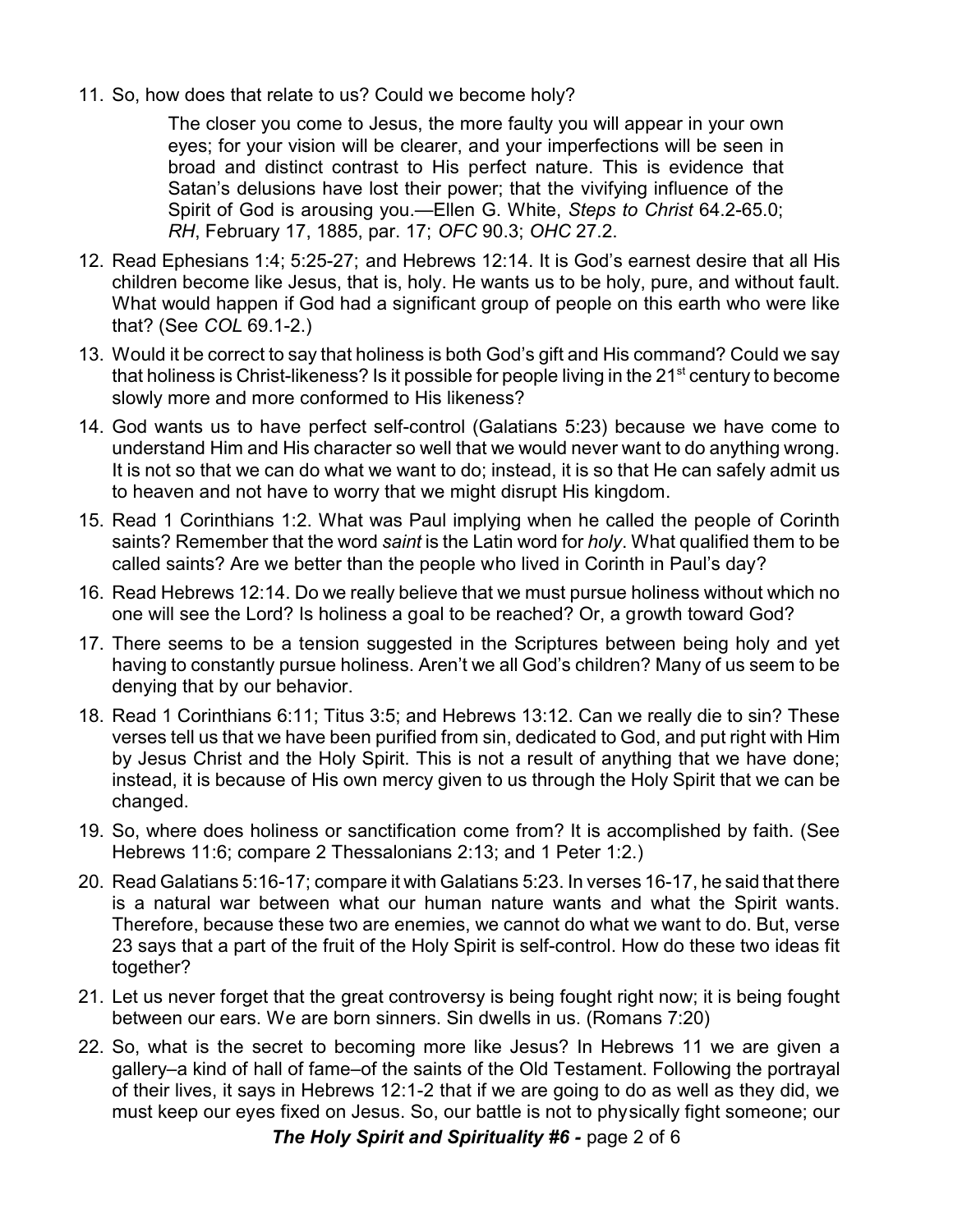11. So, how does that relate to us? Could we become holy?

    > The closer you come to Jesus, the more faulty you will appear in your own eyes; for your vision will be clearer, and your imperfections will be seen in broad and distinct contrast to His perfect nature. This is evidence that Satan's delusions have lost their power; that the vivifying influence of the Spirit of God is arousing you.—Ellen G. White, *Steps to Christ* 64.2-65.0; *RH*, February 17, 1885, par. 17; *OFC* 90.3; *OHC* 27.2.

12. Read Ephesians 1:4; 5:25-27; and Hebrews 12:14. It is God's earnest desire that all His children become like Jesus, that is, holy. He wants us to be holy, pure, and without fault. What would happen if God had a significant group of people on this earth who were like that? (See *COL* 69.1-2.)
13. Would it be correct to say that holiness is both God's gift and His command? Could we say that holiness is Christ-likeness? Is it possible for people living in the 21st century to become slowly more and more conformed to His likeness?
14. God wants us to have perfect self-control (Galatians 5:23) because we have come to understand Him and His character so well that we would never want to do anything wrong. It is not so that we can do what we want to do; instead, it is so that He can safely admit us to heaven and not have to worry that we might disrupt His kingdom.
15. Read 1 Corinthians 1:2. What was Paul implying when he called the people of Corinth saints? Remember that the word *saint* is the Latin word for *holy*. What qualified them to be called saints? Are we better than the people who lived in Corinth in Paul's day?
16. Read Hebrews 12:14. Do we really believe that we must pursue holiness without which no one will see the Lord? Is holiness a goal to be reached? Or, a growth toward God?
17. There seems to be a tension suggested in the Scriptures between being holy and yet having to constantly pursue holiness. Aren't we all God's children? Many of us seem to be denying that by our behavior.
18. Read 1 Corinthians 6:11; Titus 3:5; and Hebrews 13:12. Can we really die to sin? These verses tell us that we have been purified from sin, dedicated to God, and put right with Him by Jesus Christ and the Holy Spirit. This is not a result of anything that we have done; instead, it is because of His own mercy given to us through the Holy Spirit that we can be changed.
19. So, where does holiness or sanctification come from? It is accomplished by faith. (See Hebrews 11:6; compare 2 Thessalonians 2:13; and 1 Peter 1:2.)
20. Read Galatians 5:16-17; compare it with Galatians 5:23. In verses 16-17, he said that there is a natural war between what our human nature wants and what the Spirit wants. Therefore, because these two are enemies, we cannot do what we want to do. But, verse 23 says that a part of the fruit of the Holy Spirit is self-control. How do these two ideas fit together?
21. Let us never forget that the great controversy is being fought right now; it is being fought between our ears. We are born sinners. Sin dwells in us. (Romans 7:20)
22. So, what is the secret to becoming more like Jesus? In Hebrews 11 we are given a gallery–a kind of hall of fame–of the saints of the Old Testament. Following the portrayal of their lives, it says in Hebrews 12:1-2 that if we are going to do as well as they did, we must keep our eyes fixed on Jesus. So, our battle is not to physically fight someone; our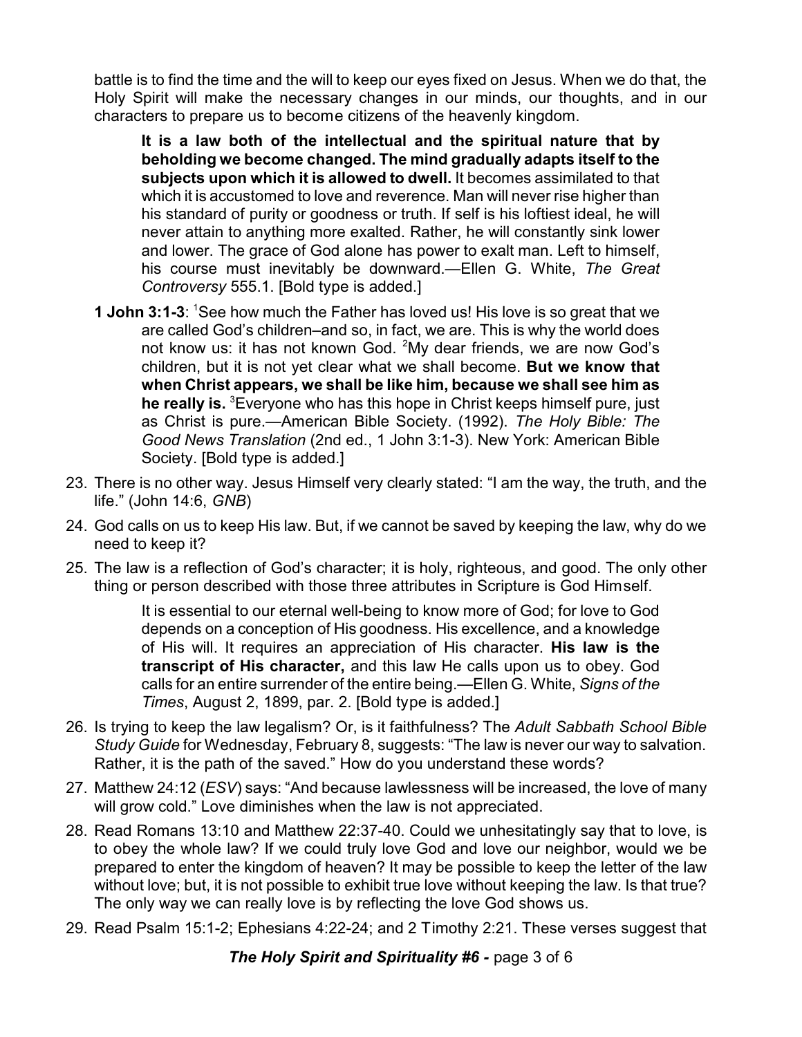battle is to find the time and the will to keep our eyes fixed on Jesus. When we do that, the Holy Spirit will make the necessary changes in our minds, our thoughts, and in our characters to prepare us to become citizens of the heavenly kingdom.

> **It is a law both of the intellectual and the spiritual nature that by beholding we become changed. The mind gradually adapts itself to the subjects upon which it is allowed to dwell.** It becomes assimilated to that which it is accustomed to love and reverence. Man will never rise higher than his standard of purity or goodness or truth. If self is his loftiest ideal, he will never attain to anything more exalted. Rather, he will constantly sink lower and lower. The grace of God alone has power to exalt man. Left to himself, his course must inevitably be downward.—Ellen G. White, *The Great Controversy* 555.1. [Bold type is added.]

> **1 John 3:1-3**: [1]See how much the Father has loved us! His love is so great that we are called God's children–and so, in fact, we are. This is why the world does not know us: it has not known God. [2]My dear friends, we are now God's children, but it is not yet clear what we shall become. **But we know that when Christ appears, we shall be like him, because we shall see him as he really is.** [3]Everyone who has this hope in Christ keeps himself pure, just as Christ is pure.—American Bible Society. (1992). *The Holy Bible: The Good News Translation* (2nd ed., 1 John 3:1-3). New York: American Bible Society. [Bold type is added.]

23. There is no other way. Jesus Himself very clearly stated: "I am the way, the truth, and the life." (John 14:6, *GNB*)
24. God calls on us to keep His law. But, if we cannot be saved by keeping the law, why do we need to keep it?
25. The law is a reflection of God's character; it is holy, righteous, and good. The only other thing or person described with those three attributes in Scripture is God Himself.

> It is essential to our eternal well-being to know more of God; for love to God depends on a conception of His goodness. His excellence, and a knowledge of His will. It requires an appreciation of His character. **His law is the transcript of His character,** and this law He calls upon us to obey. God calls for an entire surrender of the entire being.—Ellen G. White, *Signs of the Times*, August 2, 1899, par. 2. [Bold type is added.]

26. Is trying to keep the law legalism? Or, is it faithfulness? The *Adult Sabbath School Bible Study Guide* for Wednesday, February 8, suggests: "The law is never our way to salvation. Rather, it is the path of the saved." How do you understand these words?
27. Matthew 24:12 (*ESV*) says: "And because lawlessness will be increased, the love of many will grow cold." Love diminishes when the law is not appreciated.
28. Read Romans 13:10 and Matthew 22:37-40. Could we unhesitatingly say that to love, is to obey the whole law? If we could truly love God and love our neighbor, would we be prepared to enter the kingdom of heaven? It may be possible to keep the letter of the law without love; but, it is not possible to exhibit true love without keeping the law. Is that true? The only way we can really love is by reflecting the love God shows us.
29. Read Psalm 15:1-2; Ephesians 4:22-24; and 2 Timothy 2:21. These verses suggest that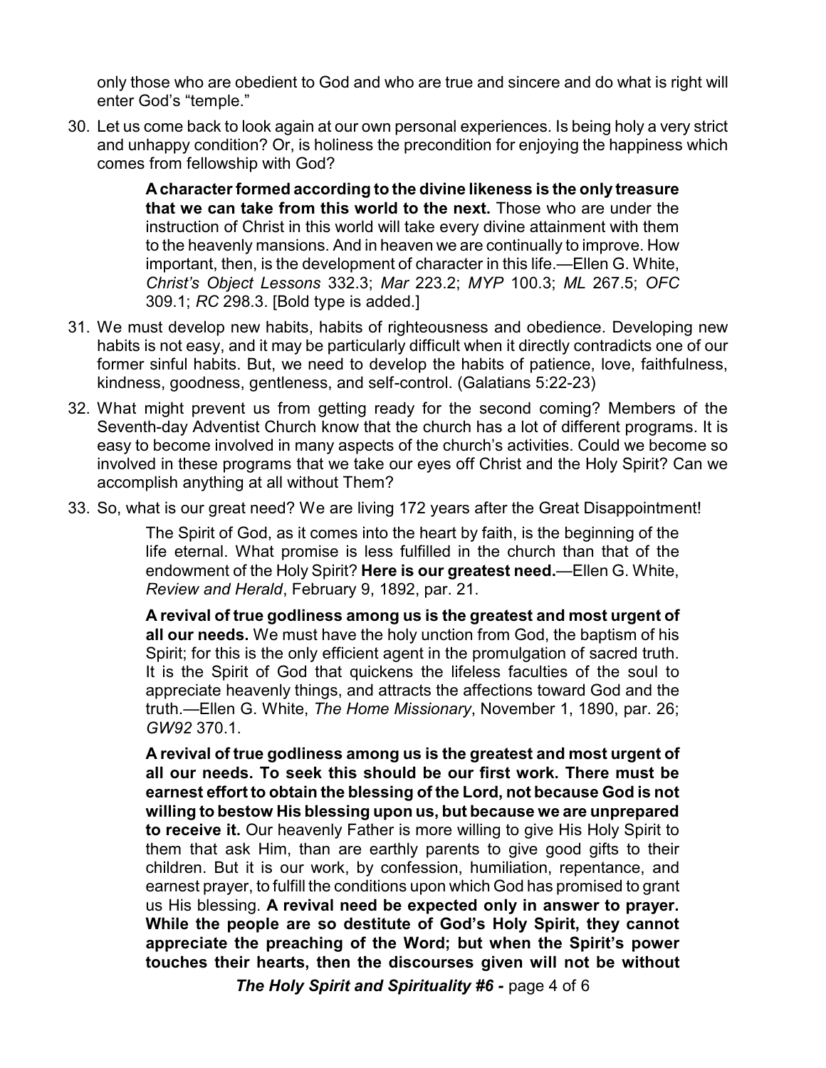only those who are obedient to God and who are true and sincere and do what is right will enter God's "temple."

30. Let us come back to look again at our own personal experiences. Is being holy a very strict and unhappy condition? Or, is holiness the precondition for enjoying the happiness which comes from fellowship with God?

> **A character formed according to the divine likeness is the only treasure that we can take from this world to the next.** Those who are under the instruction of Christ in this world will take every divine attainment with them to the heavenly mansions. And in heaven we are continually to improve. How important, then, is the development of character in this life.—Ellen G. White, *Christ's Object Lessons* 332.3; *Mar* 223.2; *MYP* 100.3; *ML* 267.5; *OFC* 309.1; *RC* 298.3. [Bold type is added.]

31. We must develop new habits, habits of righteousness and obedience. Developing new habits is not easy, and it may be particularly difficult when it directly contradicts one of our former sinful habits. But, we need to develop the habits of patience, love, faithfulness, kindness, goodness, gentleness, and self-control. (Galatians 5:22-23)

32. What might prevent us from getting ready for the second coming? Members of the Seventh-day Adventist Church know that the church has a lot of different programs. It is easy to become involved in many aspects of the church's activities. Could we become so involved in these programs that we take our eyes off Christ and the Holy Spirit? Can we accomplish anything at all without Them?

33. So, what is our great need? We are living 172 years after the Great Disappointment!

> The Spirit of God, as it comes into the heart by faith, is the beginning of the life eternal. What promise is less fulfilled in the church than that of the endowment of the Holy Spirit? **Here is our greatest need.**—Ellen G. White, *Review and Herald*, February 9, 1892, par. 21.

> **A revival of true godliness among us is the greatest and most urgent of all our needs.** We must have the holy unction from God, the baptism of his Spirit; for this is the only efficient agent in the promulgation of sacred truth. It is the Spirit of God that quickens the lifeless faculties of the soul to appreciate heavenly things, and attracts the affections toward God and the truth.—Ellen G. White, *The Home Missionary*, November 1, 1890, par. 26; *GW92* 370.1.

> **A revival of true godliness among us is the greatest and most urgent of all our needs. To seek this should be our first work. There must be earnest effort to obtain the blessing of the Lord, not because God is not willing to bestow His blessing upon us, but because we are unprepared to receive it.** Our heavenly Father is more willing to give His Holy Spirit to them that ask Him, than are earthly parents to give good gifts to their children. But it is our work, by confession, humiliation, repentance, and earnest prayer, to fulfill the conditions upon which God has promised to grant us His blessing. **A revival need be expected only in answer to prayer. While the people are so destitute of God's Holy Spirit, they cannot appreciate the preaching of the Word; but when the Spirit's power touches their hearts, then the discourses given will not be without**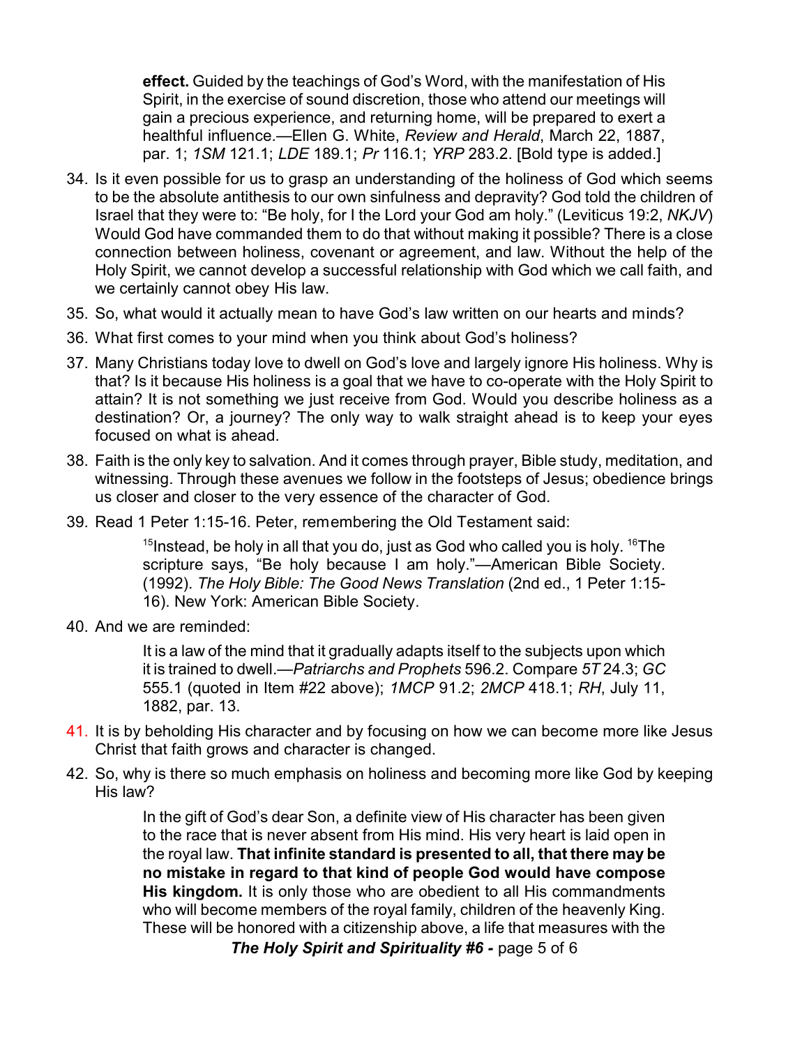> **effect.** Guided by the teachings of God's Word, with the manifestation of His Spirit, in the exercise of sound discretion, those who attend our meetings will gain a precious experience, and returning home, will be prepared to exert a healthful influence.—Ellen G. White, *Review and Herald*, March 22, 1887, par. 1; *1SM* 121.1; *LDE* 189.1; *Pr* 116.1; *YRP* 283.2. [Bold type is added.]

34. Is it even possible for us to grasp an understanding of the holiness of God which seems to be the absolute antithesis to our own sinfulness and depravity? God told the children of Israel that they were to: "Be holy, for I the Lord your God am holy." (Leviticus 19:2, *NKJV*) Would God have commanded them to do that without making it possible? There is a close connection between holiness, covenant or agreement, and law. Without the help of the Holy Spirit, we cannot develop a successful relationship with God which we call faith, and we certainly cannot obey His law.
35. So, what would it actually mean to have God's law written on our hearts and minds?
36. What first comes to your mind when you think about God's holiness?
37. Many Christians today love to dwell on God's love and largely ignore His holiness. Why is that? Is it because His holiness is a goal that we have to co-operate with the Holy Spirit to attain? It is not something we just receive from God. Would you describe holiness as a destination? Or, a journey? The only way to walk straight ahead is to keep your eyes focused on what is ahead.
38. Faith is the only key to salvation. And it comes through prayer, Bible study, meditation, and witnessing. Through these avenues we follow in the footsteps of Jesus; obedience brings us closer and closer to the very essence of the character of God.
39. Read 1 Peter 1:15-16. Peter, remembering the Old Testament said:

    > [15]Instead, be holy in all that you do, just as God who called you is holy. [16]The scripture says, "Be holy because I am holy."—American Bible Society. (1992). *The Holy Bible: The Good News Translation* (2nd ed., 1 Peter 1:15-16). New York: American Bible Society.

40. And we are reminded:

    > It is a law of the mind that it gradually adapts itself to the subjects upon which it is trained to dwell.—*Patriarchs and Prophets* 596.2. Compare *5T* 24.3; *GC* 555.1 (quoted in Item #22 above); *1MCP* 91.2; *2MCP* 418.1; *RH*, July 11, 1882, par. 13.

41. It is by beholding His character and by focusing on how we can become more like Jesus Christ that faith grows and character is changed.
42. So, why is there so much emphasis on holiness and becoming more like God by keeping His law?

    > In the gift of God's dear Son, a definite view of His character has been given to the race that is never absent from His mind. His very heart is laid open in the royal law. **That infinite standard is presented to all, that there may be no mistake in regard to that kind of people God would have compose His kingdom.** It is only those who are obedient to all His commandments who will become members of the royal family, children of the heavenly King. These will be honored with a citizenship above, a life that measures with the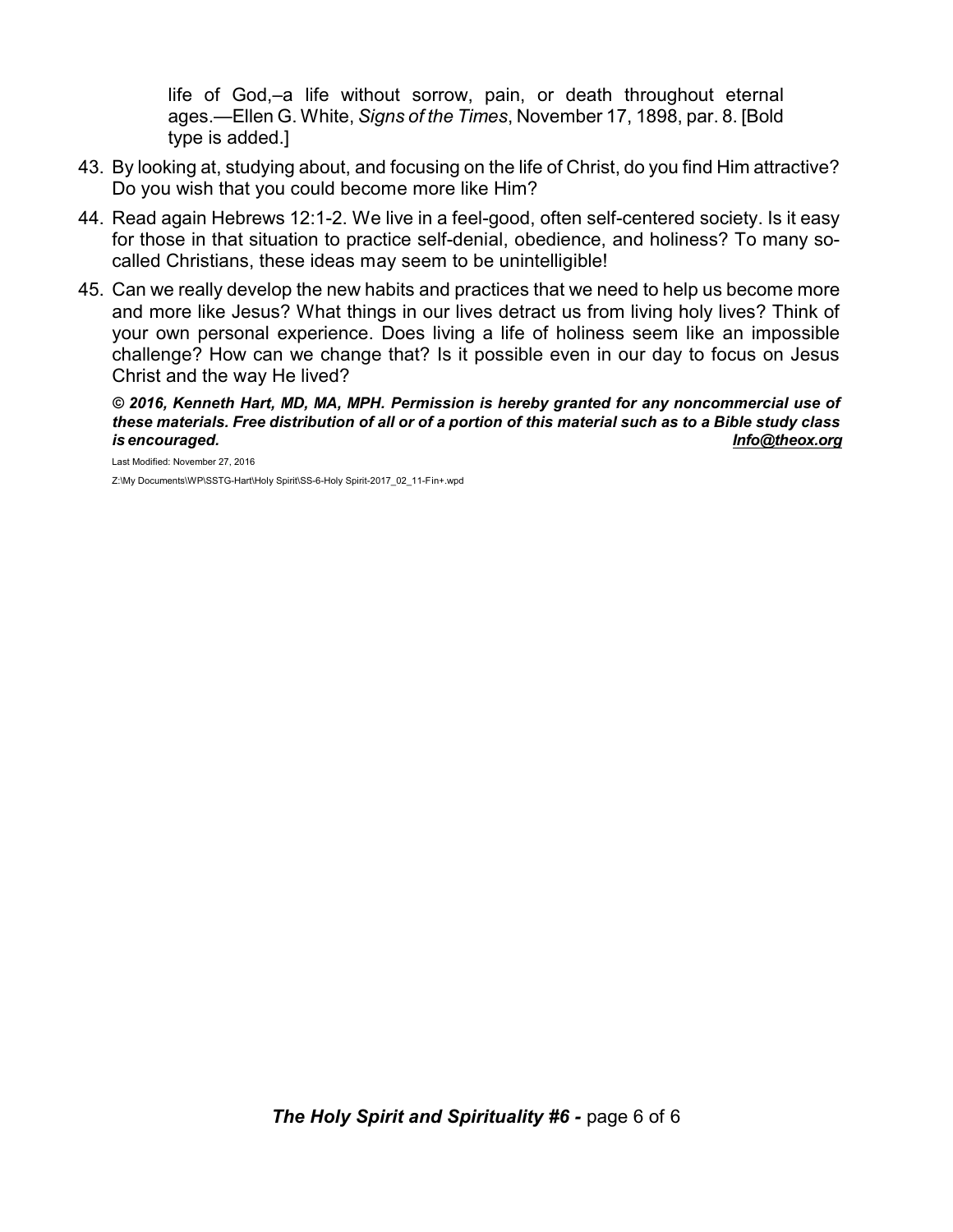life of God,–a life without sorrow, pain, or death throughout eternal ages.—Ellen G. White, *Signs of the Times*, November 17, 1898, par. 8. [Bold type is added.]

43. By looking at, studying about, and focusing on the life of Christ, do you find Him attractive? Do you wish that you could become more like Him?
44. Read again Hebrews 12:1-2. We live in a feel-good, often self-centered society. Is it easy for those in that situation to practice self-denial, obedience, and holiness? To many so-called Christians, these ideas may seem to be unintelligible!
45. Can we really develop the new habits and practices that we need to help us become more and more like Jesus? What things in our lives detract us from living holy lives? Think of your own personal experience. Does living a life of holiness seem like an impossible challenge? How can we change that? Is it possible even in our day to focus on Jesus Christ and the way He lived?

***© 2016, Kenneth Hart, MD, MA, MPH. Permission is hereby granted for any noncommercial use of these materials. Free distribution of all or of a portion of this material such as to a Bible study class is encouraged.*** ***Info@theox.org***

Last Modified: November 27, 2016

Z:\My Documents\WP\SSTG-Hart\Holy Spirit\SS-6-Holy Spirit-2017_02_11-Fin+.wpd